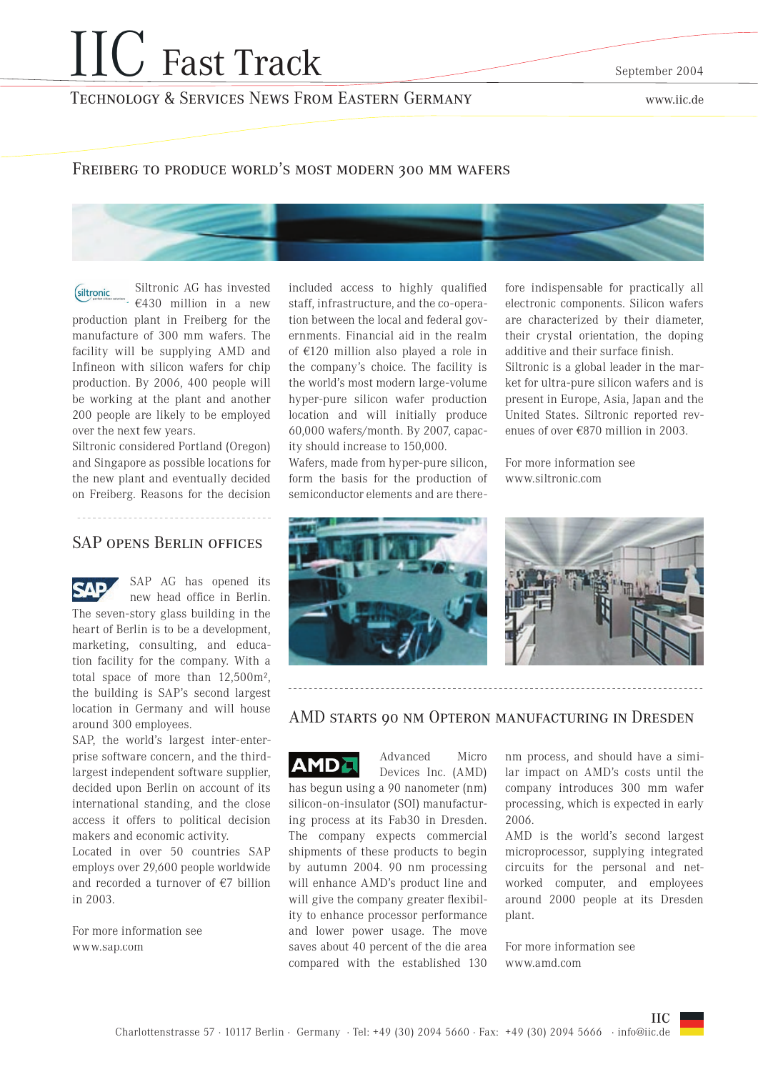# IIC Fast Track

September 2004

## Technology & Services News From Eastern Germany

www.iic.de

## Freiberg to produce world's most modern 300 mm wafers

Siltronic AG has invested €430 million in a new production plant in Freiberg for the manufacture of 300 mm wafers. The facility will be supplying AMD and Infineon with silicon wafers for chip production. By 2006, 400 people will be working at the plant and another 200 people are likely to be employed over the next few years.

Siltronic considered Portland (Oregon) and Singapore as possible locations for the new plant and eventually decided on Freiberg. Reasons for the decision included access to highly qualified staff, infrastructure, and the co-operation between the local and federal governments. Financial aid in the realm of €120 million also played a role in the company's choice. The facility is the world's most modern large-volume hyper-pure silicon wafer production location and will initially produce 60,000 wafers/month. By 2007, capacity should increase to 150,000.

Wafers, made from hyper-pure silicon, form the basis for the production of semiconductor elements and are therefore indispensable for practically all electronic components. Silicon wafers are characterized by their diameter, their crystal orientation, the doping additive and their surface finish.

Siltronic is a global leader in the market for ultra-pure silicon wafers and is present in Europe, Asia, Japan and the United States. Siltronic reported revenues of over €870 million in 2003.

For more information see www.siltronic.com

## SAP opens Berlin offices

SAP AG has opened its new head office in Berlin. The seven-story glass building in the heart of Berlin is to be a development, marketing, consulting, and education facility for the company. With a total space of more than 12,500m², the building is SAP's second largest location in Germany and will house around 300 employees.

SAP, the world's largest inter-enterprise software concern, and the third-largest independent software supplier, decided upon Berlin on account of its international standing, and the close access it offers to political decision makers and economic activity.

Located in over 50 countries SAP employs over 29,600 people worldwide and recorded a turnover of €7 billion in 2003.

For more information see www.sap.com

## AMD starts 90 nm Opteron manufacturing in Dresden

Advanced Micro Devices Inc. (AMD) has begun using a 90 nanometer (nm) silicon-on-insulator (SOI) manufacturing process at its Fab30 in Dresden. The company expects commercial shipments of these products to begin by autumn 2004. 90 nm processing will enhance AMD's product line and will give the company greater flexibility to enhance processor performance and lower power usage. The move saves about 40 percent of the die area compared with the established 130 nm process, and should have a similar impact on AMD's costs until the company introduces 300 mm wafer processing, which is expected in early 2006.

AMD is the world's second largest microprocessor, supplying integrated circuits for the personal and networked computer, and employees around 2000 people at its Dresden plant.

For more information see www.amd.com

IIC

Charlottenstrasse 57 · 10117 Berlin · Germany · Tel: +49 (30) 2094 5660 · Fax: +49 (30) 2094 5666 · info@iic.de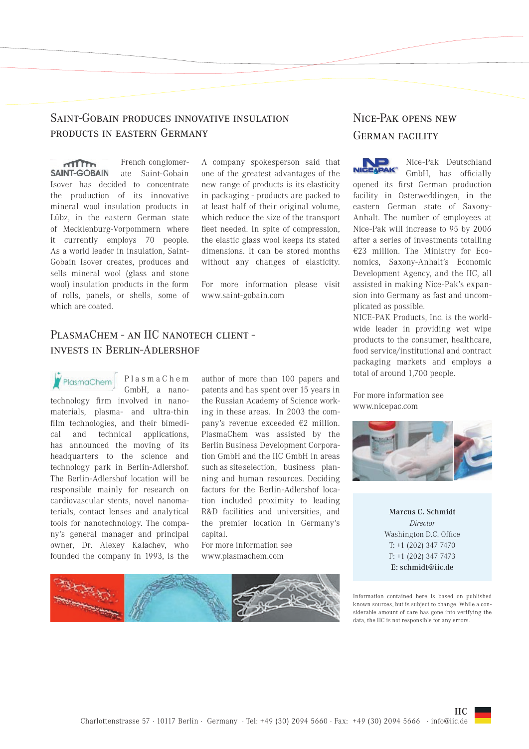## Saint-Gobain produces innovative insulation products in eastern Germany

French conglomerate Saint-Gobain Isover has decided to concentrate the production of its innovative mineral wool insulation products in Lübz, in the eastern German state of Mecklenburg-Vorpommern where it currently employs 70 people. As a world leader in insulation, Saint-Gobain Isover creates, produces and sells mineral wool (glass and stone wool) insulation products in the form of rolls, panels, or shells, some of which are coated.

A company spokesperson said that one of the greatest advantages of the new range of products is its elasticity in packaging - products are packed to at least half of their original volume, which reduce the size of the transport fleet needed. In spite of compression, the elastic glass wool keeps its stated dimensions. It can be stored months without any changes of elasticity.

For more information please visit www.saint-gobain.com

## PlasmaChem - an IIC nanotech client - invests in Berlin-Adlershof

PlasmaChem GmbH, a nanotechnology firm involved in nanomaterials, plasma- and ultra-thin film technologies, and their bimedical and technical applications, has announced the moving of its headquarters to the science and technology park in Berlin-Adlershof. The Berlin-Adlershof location will be responsible mainly for research on cardiovascular stents, novel nanomaterials, contact lenses and analytical tools for nanotechnology. The company's general manager and principal owner, Dr. Alexey Kalachev, who founded the company in 1993, is the author of more than 100 papers and patents and has spent over 15 years in the Russian Academy of Science working in these areas. In 2003 the company's revenue exceeded €2 million. PlasmaChem was assisted by the Berlin Business Development Corporation GmbH and the IIC GmbH in areas such as site selection, business planning and human resources. Deciding factors for the Berlin-Adlershof location included proximity to leading R&D facilities and universities, and the premier location in Germany's capital.

For more information see www.plasmachem.com

## Nice-Pak opens new German facility

Nice-Pak Deutschland GmbH, has officially opened its first German production facility in Osterweddingen, in the eastern German state of Saxony-Anhalt. The number of employees at Nice-Pak will increase to 95 by 2006 after a series of investments totalling €23 million. The Ministry for Economics, Saxony-Anhalt's Economic Development Agency, and the IIC, all assisted in making Nice-Pak's expansion into Germany as fast and uncomplicated as possible.

NICE-PAK Products, Inc. is the worldwide leader in providing wet wipe products to the consumer, healthcare, food service/institutional and contract packaging markets and employs a total of around 1,700 people.

For more information see www.nicepac.com

**Marcus C. Schmidt**
*Director*
Washington D.C. Office
T: +1 (202) 347 7470
F: +1 (202) 347 7473
**E: schmidt@iic.de**

Information contained here is based on published known sources, but is subject to change. While a considerable amount of care has gone into verifying the data, the IIC is not responsible for any errors.

IIC
Charlottenstrasse 57 · 10117 Berlin · Germany · Tel: +49 (30) 2094 5660 · Fax: +49 (30) 2094 5666 · info@iic.de